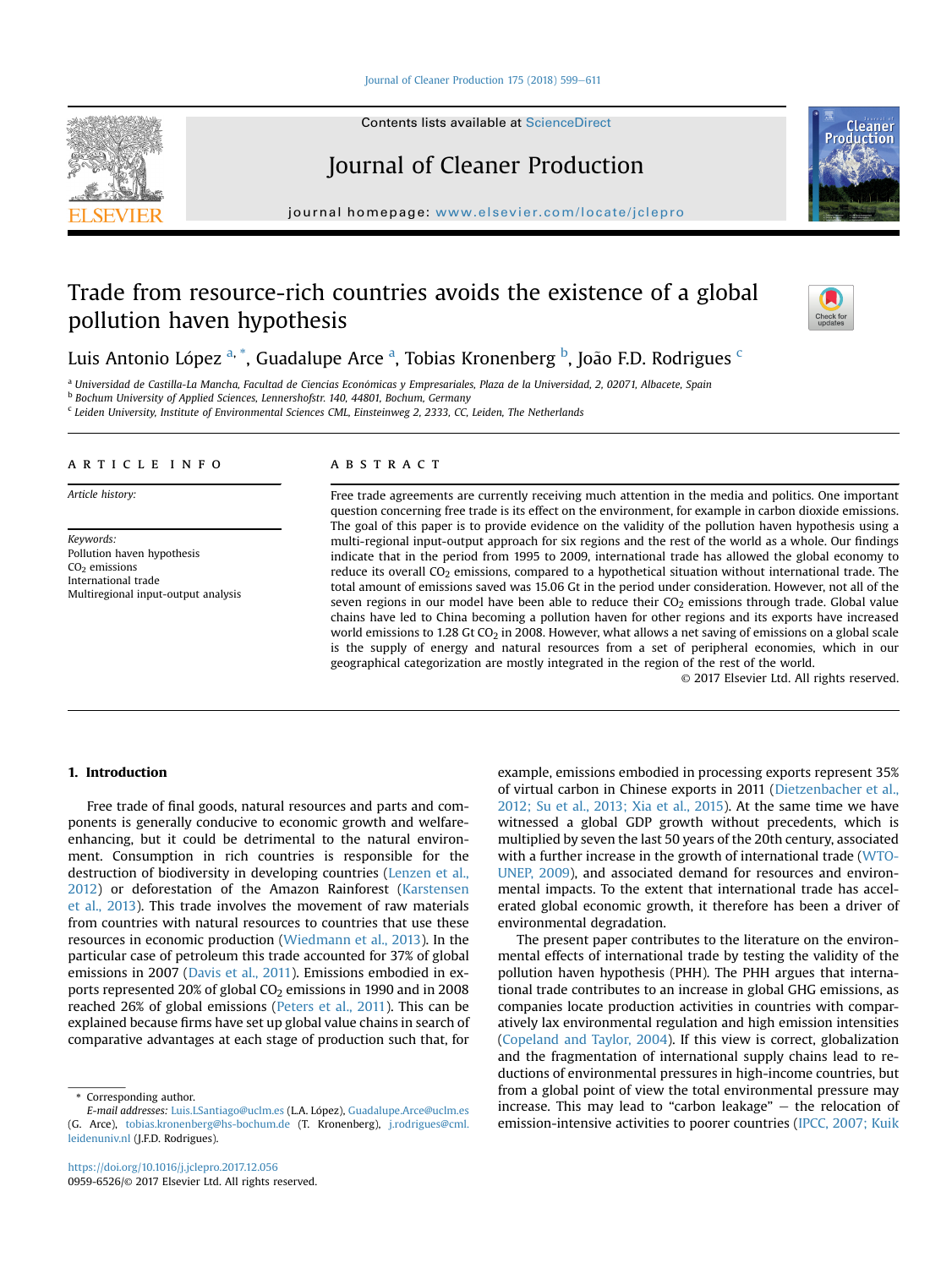# Trade from resource-rich countries avoids the existence of a global pollution haven hypothesis

Luis Antonio López [a,*], Guadalupe Arce [a], Tobias Kronenberg [b], João F.D. Rodrigues [c]

[a] Universidad de Castilla-La Mancha, Facultad de Ciencias Económicas y Empresariales, Plaza de la Universidad, 2, 02071, Albacete, Spain
[b] Bochum University of Applied Sciences, Lennershofstr. 140, 44801, Bochum, Germany
[c] Leiden University, Institute of Environmental Sciences CML, Einsteinweg 2, 2333, CC, Leiden, The Netherlands

## ARTICLE INFO

*Article history:*

*Keywords:*
Pollution haven hypothesis
$CO_2$ emissions
International trade
Multiregional input-output analysis

## ABSTRACT

Free trade agreements are currently receiving much attention in the media and politics. One important question concerning free trade is its effect on the environment, for example in carbon dioxide emissions. The goal of this paper is to provide evidence on the validity of the pollution haven hypothesis using a multi-regional input-output approach for six regions and the rest of the world as a whole. Our findings indicate that in the period from 1995 to 2009, international trade has allowed the global economy to reduce its overall $CO_2$ emissions, compared to a hypothetical situation without international trade. The total amount of emissions saved was 15.06 Gt in the period under consideration. However, not all of the seven regions in our model have been able to reduce their $CO_2$ emissions through trade. Global value chains have led to China becoming a pollution haven for other regions and its exports have increased world emissions to 1.28 Gt $CO_2$ in 2008. However, what allows a net saving of emissions on a global scale is the supply of energy and natural resources from a set of peripheral economies, which in our geographical categorization are mostly integrated in the region of the rest of the world.

© 2017 Elsevier Ltd. All rights reserved.

## 1. Introduction

Free trade of final goods, natural resources and parts and components is generally conducive to economic growth and welfare-enhancing, but it could be detrimental to the natural environment. Consumption in rich countries is responsible for the destruction of biodiversity in developing countries (Lenzen et al., 2012) or deforestation of the Amazon Rainforest (Karstensen et al., 2013). This trade involves the movement of raw materials from countries with natural resources to countries that use these resources in economic production (Wiedmann et al., 2013). In the particular case of petroleum this trade accounted for 37% of global emissions in 2007 (Davis et al., 2011). Emissions embodied in exports represented 20% of global $CO_2$ emissions in 1990 and in 2008 reached 26% of global emissions (Peters et al., 2011). This can be explained because firms have set up global value chains in search of comparative advantages at each stage of production such that, for example, emissions embodied in processing exports represent 35% of virtual carbon in Chinese exports in 2011 (Dietzenbacher et al., 2012; Su et al., 2013; Xia et al., 2015). At the same time we have witnessed a global GDP growth without precedents, which is multiplied by seven the last 50 years of the 20th century, associated with a further increase in the growth of international trade (WTO-UNEP, 2009), and associated demand for resources and environmental impacts. To the extent that international trade has accelerated global economic growth, it therefore has been a driver of environmental degradation.

The present paper contributes to the literature on the environmental effects of international trade by testing the validity of the pollution haven hypothesis (PHH). The PHH argues that international trade contributes to an increase in global GHG emissions, as companies locate production activities in countries with comparatively lax environmental regulation and high emission intensities (Copeland and Taylor, 2004). If this view is correct, globalization and the fragmentation of international supply chains lead to reductions of environmental pressures in high-income countries, but from a global point of view the total environmental pressure may increase. This may lead to "carbon leakage" – the relocation of emission-intensive activities to poorer countries (IPCC, 2007; Kuik

\* Corresponding author.
*E-mail addresses:* Luis.LSantiago@uclm.es (L.A. López), Guadalupe.Arce@uclm.es (G. Arce), tobias.kronenberg@hs-bochum.de (T. Kronenberg), j.rodrigues@cml.leidenuniv.nl (J.F.D. Rodrigues).

https://doi.org/10.1016/j.jclepro.2017.12.056
0959-6526/© 2017 Elsevier Ltd. All rights reserved.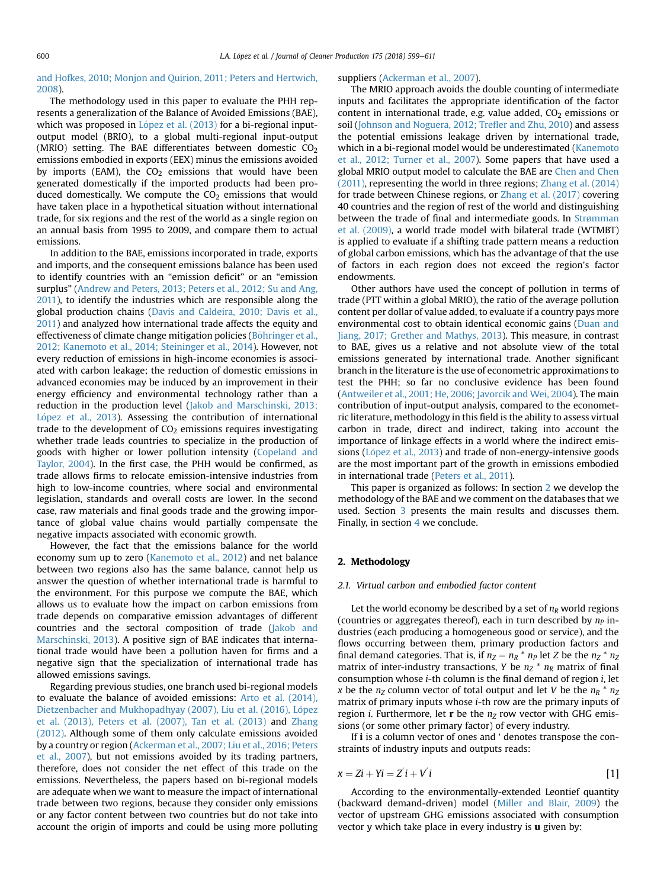and Hofkes, 2010; Monjon and Quirion, 2011; Peters and Hertwich, 2008).

The methodology used in this paper to evaluate the PHH represents a generalization of the Balance of Avoided Emissions (BAE), which was proposed in López et al. (2013) for a bi-regional input-output model (BRIO), to a global multi-regional input-output (MRIO) setting. The BAE differentiates between domestic $CO_2$ emissions embodied in exports (EEX) minus the emissions avoided by imports (EAM), the $CO_2$ emissions that would have been generated domestically if the imported products had been produced domestically. We compute the $CO_2$ emissions that would have taken place in a hypothetical situation without international trade, for six regions and the rest of the world as a single region on an annual basis from 1995 to 2009, and compare them to actual emissions.

In addition to the BAE, emissions incorporated in trade, exports and imports, and the consequent emissions balance has been used to identify countries with an "emission deficit" or an "emission surplus" (Andrew and Peters, 2013; Peters et al., 2012; Su and Ang, 2011), to identify the industries which are responsible along the global production chains (Davis and Caldeira, 2010; Davis et al., 2011) and analyzed how international trade affects the equity and effectiveness of climate change mitigation policies (Böhringer et al., 2012; Kanemoto et al., 2014; Steininger et al., 2014). However, not every reduction of emissions in high-income economies is associated with carbon leakage; the reduction of domestic emissions in advanced economies may be induced by an improvement in their energy efficiency and environmental technology rather than a reduction in the production level (Jakob and Marschinski, 2013; López et al., 2013). Assessing the contribution of international trade to the development of $CO_2$ emissions requires investigating whether trade leads countries to specialize in the production of goods with higher or lower pollution intensity (Copeland and Taylor, 2004). In the first case, the PHH would be confirmed, as trade allows firms to relocate emission-intensive industries from high to low-income countries, where social and environmental legislation, standards and overall costs are lower. In the second case, raw materials and final goods trade and the growing importance of global value chains would partially compensate the negative impacts associated with economic growth.

However, the fact that the emissions balance for the world economy sum up to zero (Kanemoto et al., 2012) and net balance between two regions also has the same balance, cannot help us answer the question of whether international trade is harmful to the environment. For this purpose we compute the BAE, which allows us to evaluate how the impact on carbon emissions from trade depends on comparative emission advantages of different countries and the sectoral composition of trade (Jakob and Marschinski, 2013). A positive sign of BAE indicates that international trade would have been a pollution haven for firms and a negative sign that the specialization of international trade has allowed emissions savings.

Regarding previous studies, one branch used bi-regional models to evaluate the balance of avoided emissions: Arto et al. (2014), Dietzenbacher and Mukhopadhyay (2007), Liu et al. (2016), López et al. (2013), Peters et al. (2007), Tan et al. (2013) and Zhang (2012). Although some of them only calculate emissions avoided by a country or region (Ackerman et al., 2007; Liu et al., 2016; Peters et al., 2007), but not emissions avoided by its trading partners, therefore, does not consider the net effect of this trade on the emissions. Nevertheless, the papers based on bi-regional models are adequate when we want to measure the impact of international trade between two regions, because they consider only emissions or any factor content between two countries but do not take into account the origin of imports and could be using more polluting suppliers (Ackerman et al., 2007).

The MRIO approach avoids the double counting of intermediate inputs and facilitates the appropriate identification of the factor content in international trade, e.g. value added, $CO_2$ emissions or soil (Johnson and Noguera, 2012; Trefler and Zhu, 2010) and assess the potential emissions leakage driven by international trade, which in a bi-regional model would be underestimated (Kanemoto et al., 2012; Turner et al., 2007). Some papers that have used a global MRIO output model to calculate the BAE are Chen and Chen (2011), representing the world in three regions; Zhang et al. (2014) for trade between Chinese regions, or Zhang et al. (2017) covering 40 countries and the region of rest of the world and distinguishing between the trade of final and intermediate goods. In Strømman et al. (2009), a world trade model with bilateral trade (WTMBT) is applied to evaluate if a shifting trade pattern means a reduction of global carbon emissions, which has the advantage of that the use of factors in each region does not exceed the region's factor endowments.

Other authors have used the concept of pollution in terms of trade (PTT within a global MRIO), the ratio of the average pollution content per dollar of value added, to evaluate if a country pays more environmental cost to obtain identical economic gains (Duan and Jiang, 2017; Grether and Mathys, 2013). This measure, in contrast to BAE, gives us a relative and not absolute view of the total emissions generated by international trade. Another significant branch in the literature is the use of econometric approximations to test the PHH; so far no conclusive evidence has been found (Antweiler et al., 2001; He, 2006; Javorcik and Wei, 2004). The main contribution of input-output analysis, compared to the econometric literature, methodology in this field is the ability to assess virtual carbon in trade, direct and indirect, taking into account the importance of linkage effects in a world where the indirect emissions (López et al., 2013) and trade of non-energy-intensive goods are the most important part of the growth in emissions embodied in international trade (Peters et al., 2011).

This paper is organized as follows: In section 2 we develop the methodology of the BAE and we comment on the databases that we used. Section 3 presents the main results and discusses them. Finally, in section 4 we conclude.

## 2. Methodology

### 2.1. Virtual carbon and embodied factor content

Let the world economy be described by a set of $n_R$ world regions (countries or aggregates thereof), each in turn described by $n_P$ industries (each producing a homogeneous good or service), and the flows occurring between them, primary production factors and final demand categories. That is, if $n_Z = n_R * n_P$ let $Z$ be the $n_Z * n_Z$ matrix of inter-industry transactions, $Y$ be $n_Z * n_R$ matrix of final consumption whose $i$-th column is the final demand of region $i$, let $x$ be the $n_Z$ column vector of total output and let $V$ be the $n_R * n_Z$ matrix of primary inputs whose $i$-th row are the primary inputs of region $i$. Furthermore, let $\mathbf{r}$ be the $n_Z$ row vector with GHG emissions (or some other primary factor) of every industry.

If $\mathbf{i}$ is a column vector of ones and ' denotes transpose the constraints of industry inputs and outputs reads:

$$x = Zi + Yi = Z'i + V'i \quad [1]$$

According to the environmentally-extended Leontief quantity (backward demand-driven) model (Miller and Blair, 2009) the vector of upstream GHG emissions associated with consumption vector y which take place in every industry is $\mathbf{u}$ given by: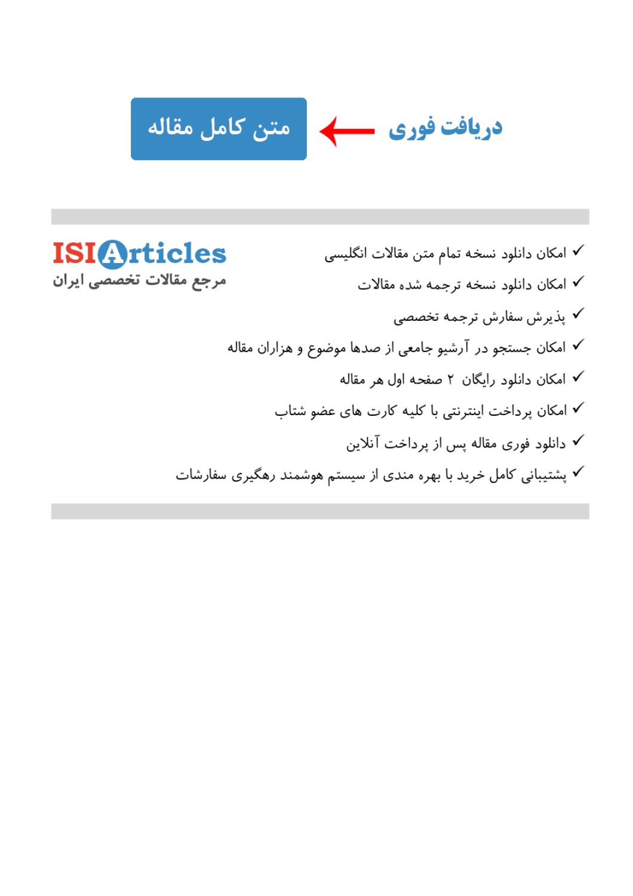دریافت فوری ← **متن کامل مقاله**

**ISIArticles**
مرجع مقالات تخصصی ایران

- ✓ امکان دانلود نسخه تمام متن مقالات انگلیسی
- ✓ امکان دانلود نسخه ترجمه شده مقالات
- ✓ پذیرش سفارش ترجمه تخصصی
- ✓ امکان جستجو در آرشیو جامعی از صدها موضوع و هزاران مقاله
- ✓ امکان دانلود رایگان ۲ صفحه اول هر مقاله
- ✓ امکان پرداخت اینترنتی با کلیه کارت های عضو شتاب
- ✓ دانلود فوری مقاله پس از پرداخت آنلاین
- ✓ پشتیبانی کامل خرید با بهره مندی از سیستم هوشمند رهگیری سفارشات